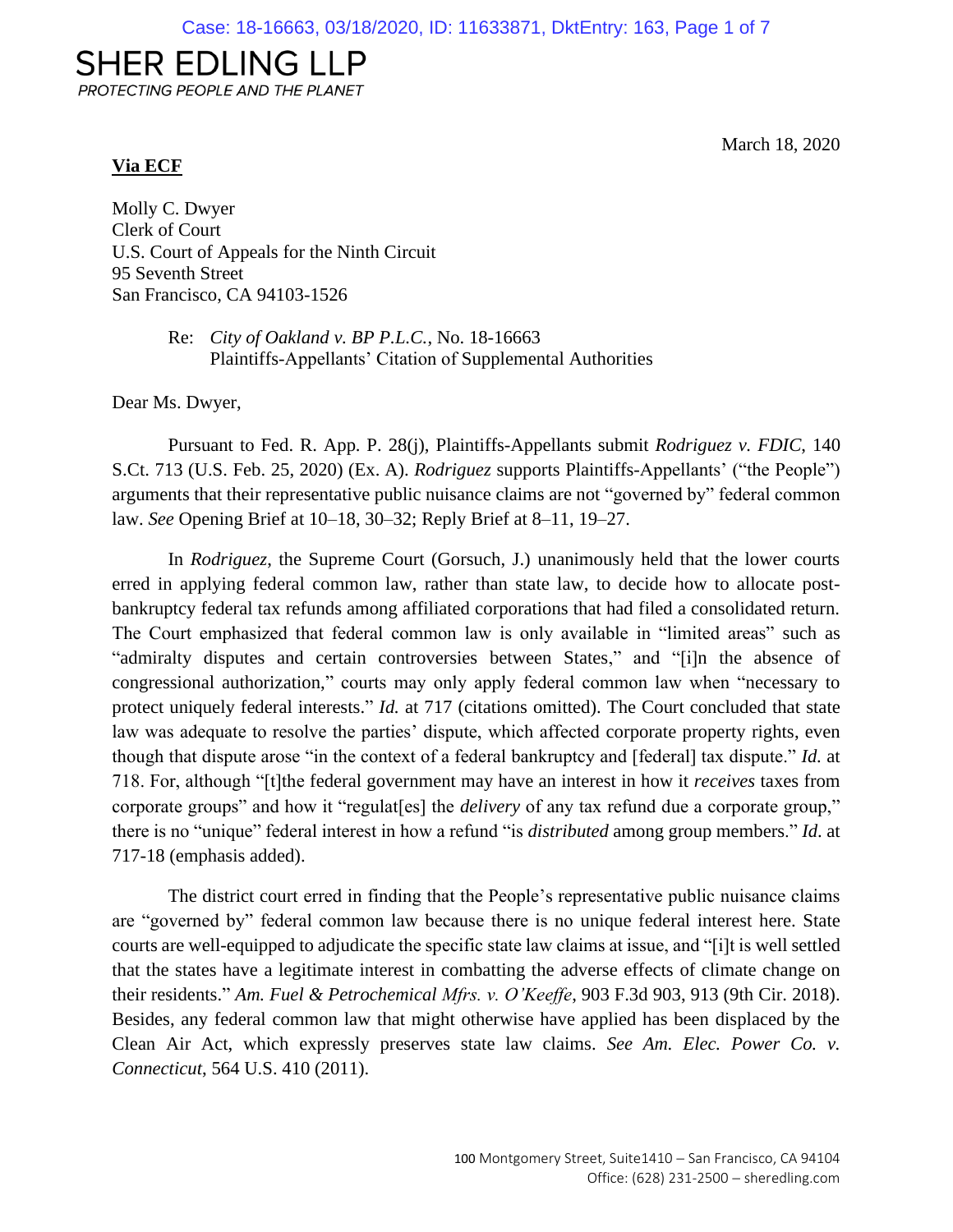# SHER EDLING LLP

*PROTECTING PEOPLE AND THE PLANET*

March 18, 2020

**Via ECF**

Molly C. Dwyer
Clerk of Court
U.S. Court of Appeals for the Ninth Circuit
95 Seventh Street
San Francisco, CA 94103-1526

Re: *City of Oakland v. BP P.L.C.*, No. 18-16663
Plaintiffs-Appellants' Citation of Supplemental Authorities

Dear Ms. Dwyer,

Pursuant to Fed. R. App. P. 28(j), Plaintiffs-Appellants submit *Rodriguez v. FDIC*, 140 S.Ct. 713 (U.S. Feb. 25, 2020) (Ex. A). *Rodriguez* supports Plaintiffs-Appellants' ("the People") arguments that their representative public nuisance claims are not "governed by" federal common law. *See* Opening Brief at 10–18, 30–32; Reply Brief at 8–11, 19–27.

In *Rodriguez*, the Supreme Court (Gorsuch, J.) unanimously held that the lower courts erred in applying federal common law, rather than state law, to decide how to allocate post-bankruptcy federal tax refunds among affiliated corporations that had filed a consolidated return. The Court emphasized that federal common law is only available in "limited areas" such as "admiralty disputes and certain controversies between States," and "[i]n the absence of congressional authorization," courts may only apply federal common law when "necessary to protect uniquely federal interests." *Id.* at 717 (citations omitted). The Court concluded that state law was adequate to resolve the parties' dispute, which affected corporate property rights, even though that dispute arose "in the context of a federal bankruptcy and [federal] tax dispute." *Id.* at 718. For, although "[t]he federal government may have an interest in how it *receives* taxes from corporate groups" and how it "regulat[es] the *delivery* of any tax refund due a corporate group," there is no "unique" federal interest in how a refund "is *distributed* among group members." *Id.* at 717-18 (emphasis added).

The district court erred in finding that the People's representative public nuisance claims are "governed by" federal common law because there is no unique federal interest here. State courts are well-equipped to adjudicate the specific state law claims at issue, and "[i]t is well settled that the states have a legitimate interest in combatting the adverse effects of climate change on their residents." *Am. Fuel & Petrochemical Mfrs. v. O'Keeffe*, 903 F.3d 903, 913 (9th Cir. 2018). Besides, any federal common law that might otherwise have applied has been displaced by the Clean Air Act, which expressly preserves state law claims. *See Am. Elec. Power Co. v. Connecticut*, 564 U.S. 410 (2011).

100 Montgomery Street, Suite1410 – San Francisco, CA 94104
Office: (628) 231-2500 – sheredling.com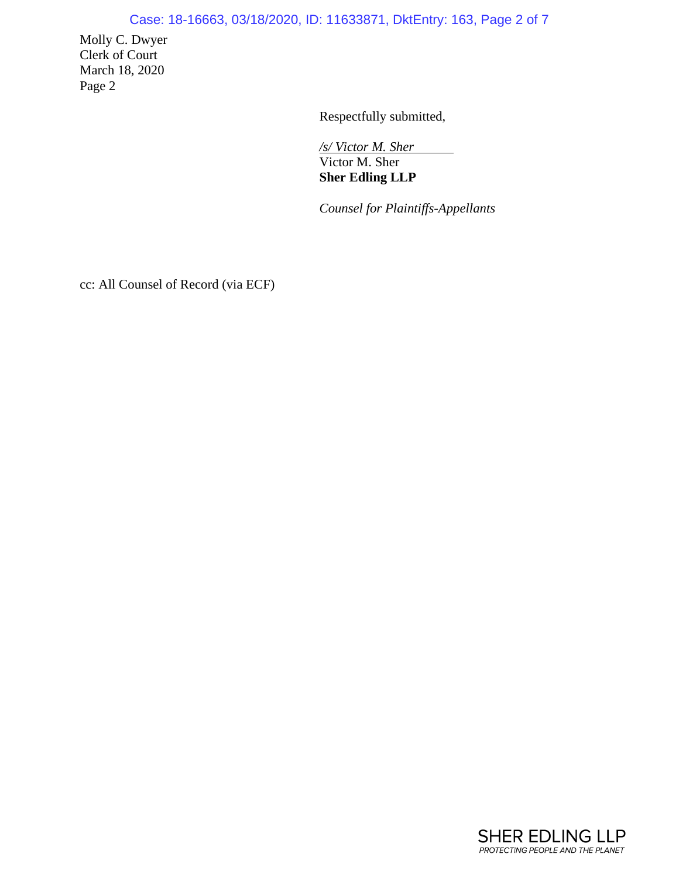Molly C. Dwyer
Clerk of Court
March 18, 2020
Page 2

Respectfully submitted,

*/s/ Victor M. Sher*
Victor M. Sher
**Sher Edling LLP**

*Counsel for Plaintiffs-Appellants*

cc: All Counsel of Record (via ECF)

SHER EDLING LLP
*PROTECTING PEOPLE AND THE PLANET*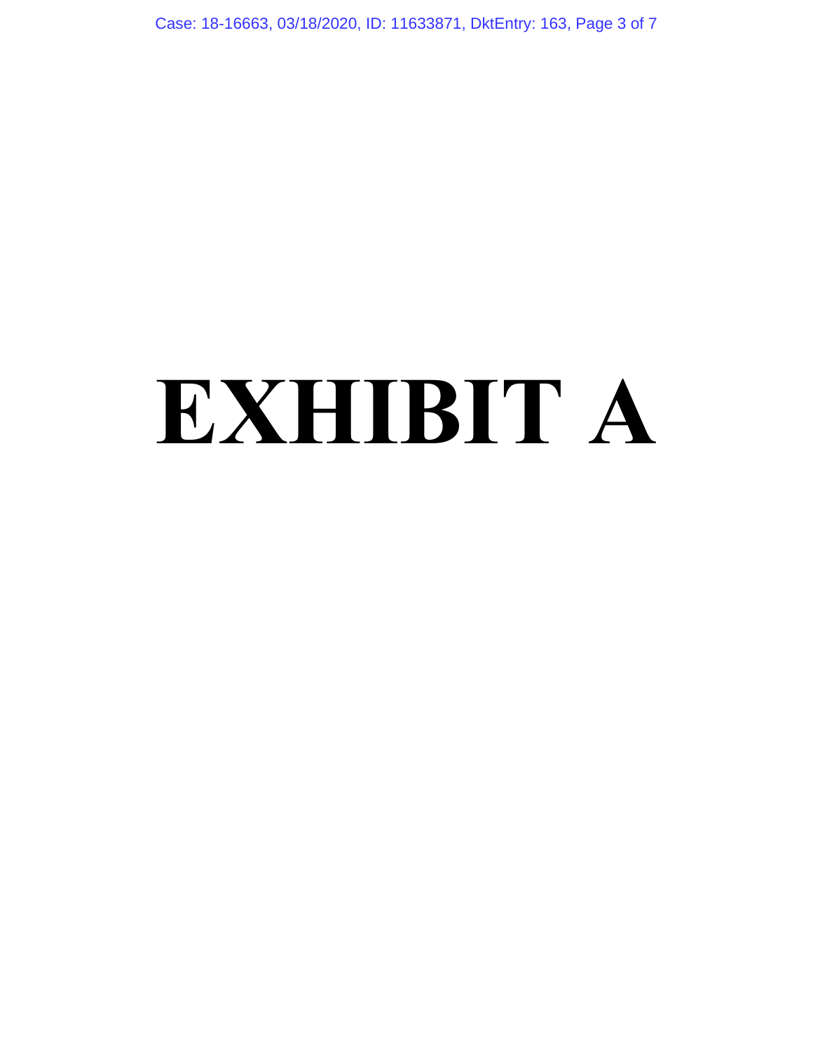# EXHIBIT A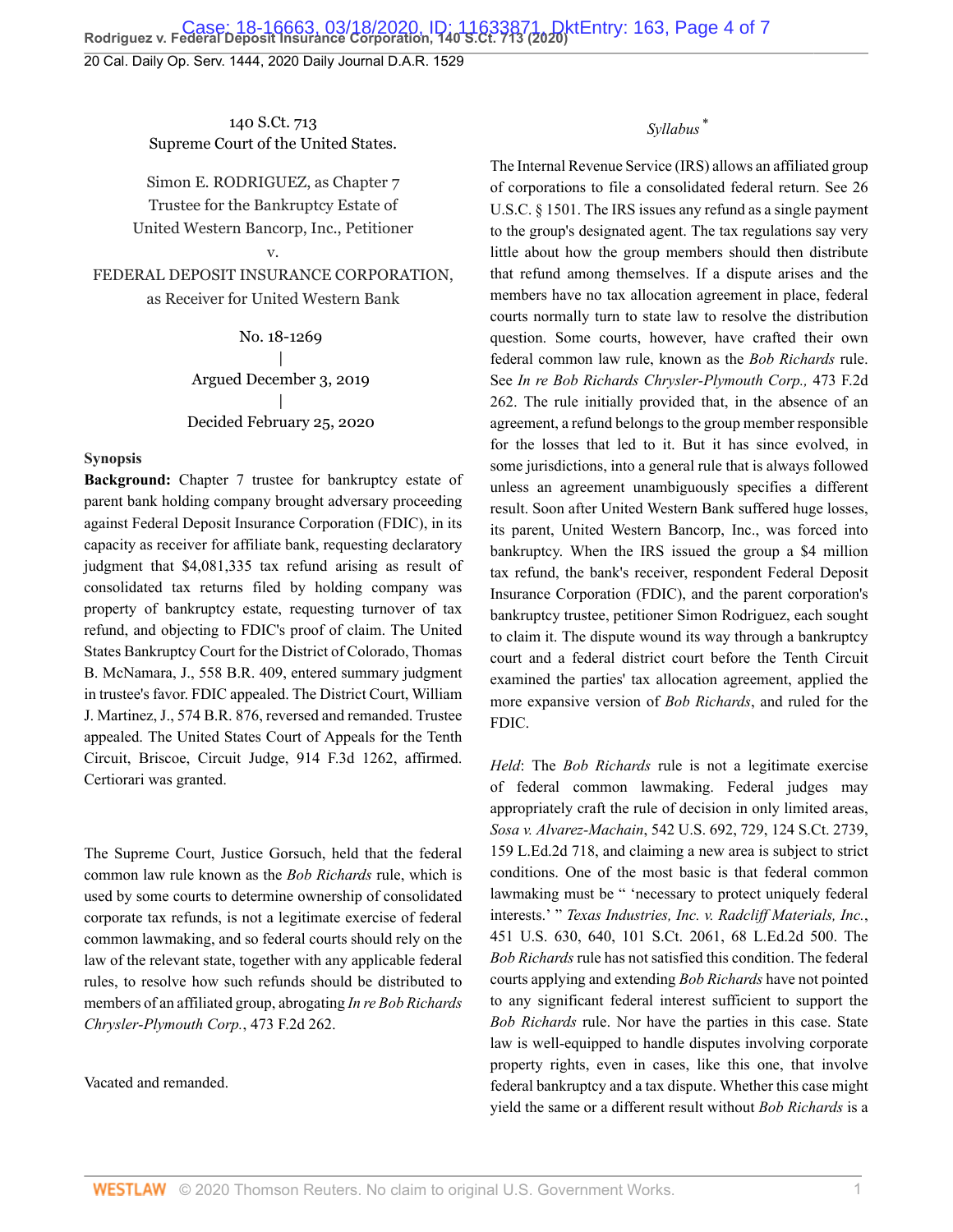140 S.Ct. 713
Supreme Court of the United States.

Simon E. RODRIGUEZ, as Chapter 7 Trustee for the Bankruptcy Estate of United Western Bancorp, Inc., Petitioner
v.
FEDERAL DEPOSIT INSURANCE CORPORATION, as Receiver for United Western Bank

No. 18-1269
|
Argued December 3, 2019
|
Decided February 25, 2020

**Synopsis**

**Background:** Chapter 7 trustee for bankruptcy estate of parent bank holding company brought adversary proceeding against Federal Deposit Insurance Corporation (FDIC), in its capacity as receiver for affiliate bank, requesting declaratory judgment that $4,081,335 tax refund arising as result of consolidated tax returns filed by holding company was property of bankruptcy estate, requesting turnover of tax refund, and objecting to FDIC's proof of claim. The United States Bankruptcy Court for the District of Colorado, Thomas B. McNamara, J., 558 B.R. 409, entered summary judgment in trustee's favor. FDIC appealed. The District Court, William J. Martinez, J., 574 B.R. 876, reversed and remanded. Trustee appealed. The United States Court of Appeals for the Tenth Circuit, Briscoe, Circuit Judge, 914 F.3d 1262, affirmed. Certiorari was granted.

The Supreme Court, Justice Gorsuch, held that the federal common law rule known as the *Bob Richards* rule, which is used by some courts to determine ownership of consolidated corporate tax refunds, is not a legitimate exercise of federal common lawmaking, and so federal courts should rely on the law of the relevant state, together with any applicable federal rules, to resolve how such refunds should be distributed to members of an affiliated group, abrogating *In re Bob Richards Chrysler-Plymouth Corp.*, 473 F.2d 262.

Vacated and remanded.

*Syllabus* *

The Internal Revenue Service (IRS) allows an affiliated group of corporations to file a consolidated federal return. See 26 U.S.C. § 1501. The IRS issues any refund as a single payment to the group's designated agent. The tax regulations say very little about how the group members should then distribute that refund among themselves. If a dispute arises and the members have no tax allocation agreement in place, federal courts normally turn to state law to resolve the distribution question. Some courts, however, have crafted their own federal common law rule, known as the *Bob Richards* rule. See *In re Bob Richards Chrysler-Plymouth Corp.,* 473 F.2d 262. The rule initially provided that, in the absence of an agreement, a refund belongs to the group member responsible for the losses that led to it. But it has since evolved, in some jurisdictions, into a general rule that is always followed unless an agreement unambiguously specifies a different result. Soon after United Western Bank suffered huge losses, its parent, United Western Bancorp, Inc., was forced into bankruptcy. When the IRS issued the group a $4 million tax refund, the bank's receiver, respondent Federal Deposit Insurance Corporation (FDIC), and the parent corporation's bankruptcy trustee, petitioner Simon Rodriguez, each sought to claim it. The dispute wound its way through a bankruptcy court and a federal district court before the Tenth Circuit examined the parties' tax allocation agreement, applied the more expansive version of *Bob Richards*, and ruled for the FDIC.

*Held*: The *Bob Richards* rule is not a legitimate exercise of federal common lawmaking. Federal judges may appropriately craft the rule of decision in only limited areas, *Sosa v. Alvarez-Machain*, 542 U.S. 692, 729, 124 S.Ct. 2739, 159 L.Ed.2d 718, and claiming a new area is subject to strict conditions. One of the most basic is that federal common lawmaking must be " 'necessary to protect uniquely federal interests.' " *Texas Industries, Inc. v. Radcliff Materials, Inc.*, 451 U.S. 630, 640, 101 S.Ct. 2061, 68 L.Ed.2d 500. The *Bob Richards* rule has not satisfied this condition. The federal courts applying and extending *Bob Richards* have not pointed to any significant federal interest sufficient to support the *Bob Richards* rule. Nor have the parties in this case. State law is well-equipped to handle disputes involving corporate property rights, even in cases, like this one, that involve federal bankruptcy and a tax dispute. Whether this case might yield the same or a different result without *Bob Richards* is a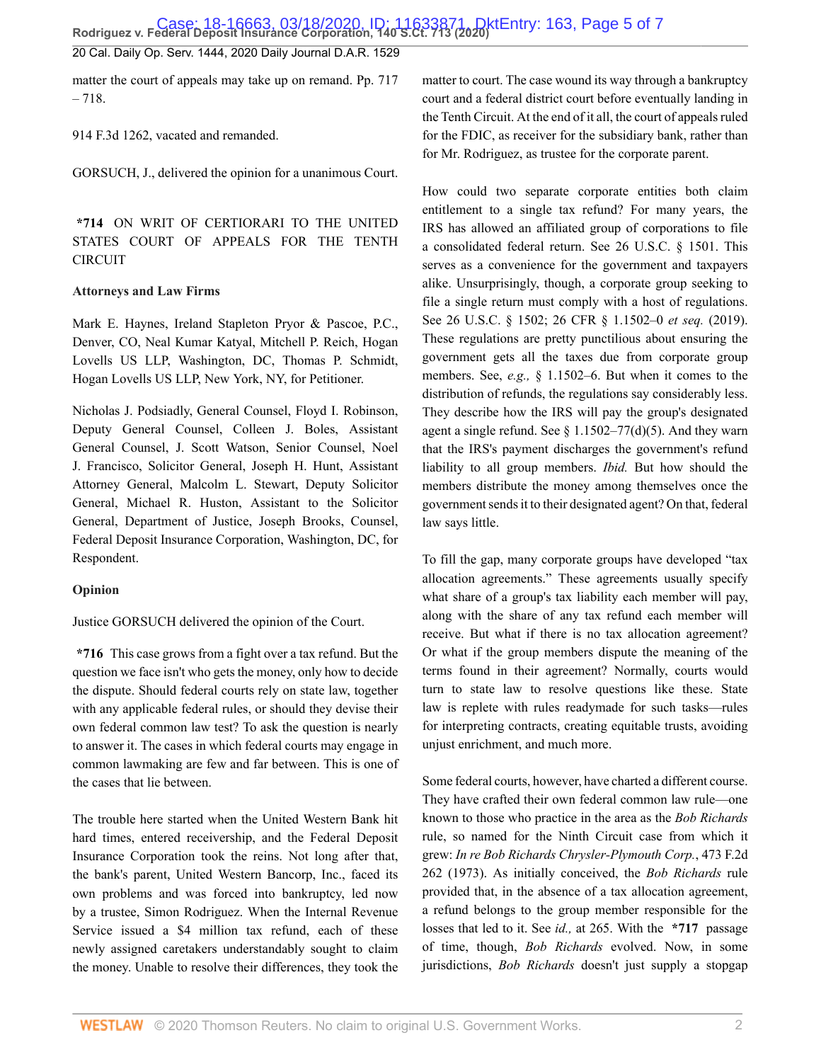matter the court of appeals may take up on remand. Pp. 717 – 718.

914 F.3d 1262, vacated and remanded.

GORSUCH, J., delivered the opinion for a unanimous Court.

**\*714** ON WRIT OF CERTIORARI TO THE UNITED STATES COURT OF APPEALS FOR THE TENTH CIRCUIT

**Attorneys and Law Firms**

Mark E. Haynes, Ireland Stapleton Pryor & Pascoe, P.C., Denver, CO, Neal Kumar Katyal, Mitchell P. Reich, Hogan Lovells US LLP, Washington, DC, Thomas P. Schmidt, Hogan Lovells US LLP, New York, NY, for Petitioner.

Nicholas J. Podsiadly, General Counsel, Floyd I. Robinson, Deputy General Counsel, Colleen J. Boles, Assistant General Counsel, J. Scott Watson, Senior Counsel, Noel J. Francisco, Solicitor General, Joseph H. Hunt, Assistant Attorney General, Malcolm L. Stewart, Deputy Solicitor General, Michael R. Huston, Assistant to the Solicitor General, Department of Justice, Joseph Brooks, Counsel, Federal Deposit Insurance Corporation, Washington, DC, for Respondent.

**Opinion**

Justice GORSUCH delivered the opinion of the Court.

**\*716** This case grows from a fight over a tax refund. But the question we face isn't who gets the money, only how to decide the dispute. Should federal courts rely on state law, together with any applicable federal rules, or should they devise their own federal common law test? To ask the question is nearly to answer it. The cases in which federal courts may engage in common lawmaking are few and far between. This is one of the cases that lie between.

The trouble here started when the United Western Bank hit hard times, entered receivership, and the Federal Deposit Insurance Corporation took the reins. Not long after that, the bank's parent, United Western Bancorp, Inc., faced its own problems and was forced into bankruptcy, led now by a trustee, Simon Rodriguez. When the Internal Revenue Service issued a $4 million tax refund, each of these newly assigned caretakers understandably sought to claim the money. Unable to resolve their differences, they took the matter to court. The case wound its way through a bankruptcy court and a federal district court before eventually landing in the Tenth Circuit. At the end of it all, the court of appeals ruled for the FDIC, as receiver for the subsidiary bank, rather than for Mr. Rodriguez, as trustee for the corporate parent.

How could two separate corporate entities both claim entitlement to a single tax refund? For many years, the IRS has allowed an affiliated group of corporations to file a consolidated federal return. See 26 U.S.C. § 1501. This serves as a convenience for the government and taxpayers alike. Unsurprisingly, though, a corporate group seeking to file a single return must comply with a host of regulations. See 26 U.S.C. § 1502; 26 CFR § 1.1502–0 *et seq.* (2019). These regulations are pretty punctilious about ensuring the government gets all the taxes due from corporate group members. See, *e.g.,* § 1.1502–6. But when it comes to the distribution of refunds, the regulations say considerably less. They describe how the IRS will pay the group's designated agent a single refund. See § 1.1502–77(d)(5). And they warn that the IRS's payment discharges the government's refund liability to all group members. *Ibid.* But how should the members distribute the money among themselves once the government sends it to their designated agent? On that, federal law says little.

To fill the gap, many corporate groups have developed "tax allocation agreements." These agreements usually specify what share of a group's tax liability each member will pay, along with the share of any tax refund each member will receive. But what if there is no tax allocation agreement? Or what if the group members dispute the meaning of the terms found in their agreement? Normally, courts would turn to state law to resolve questions like these. State law is replete with rules readymade for such tasks—rules for interpreting contracts, creating equitable trusts, avoiding unjust enrichment, and much more.

Some federal courts, however, have charted a different course. They have crafted their own federal common law rule—one known to those who practice in the area as the *Bob Richards* rule, so named for the Ninth Circuit case from which it grew: *In re Bob Richards Chrysler-Plymouth Corp.*, 473 F.2d 262 (1973). As initially conceived, the *Bob Richards* rule provided that, in the absence of a tax allocation agreement, a refund belongs to the group member responsible for the losses that led to it. See *id.,* at 265. With the **\*717** passage of time, though, *Bob Richards* evolved. Now, in some jurisdictions, *Bob Richards* doesn't just supply a stopgap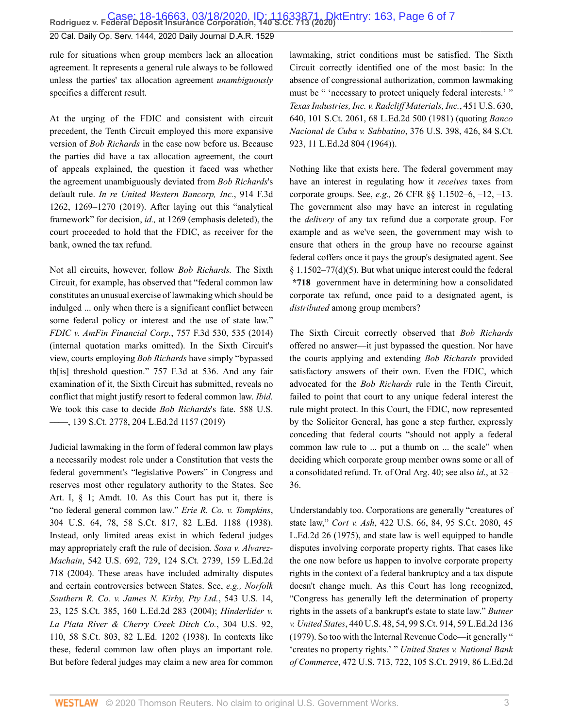rule for situations when group members lack an allocation agreement. It represents a general rule always to be followed unless the parties' tax allocation agreement *unambiguously* specifies a different result.

At the urging of the FDIC and consistent with circuit precedent, the Tenth Circuit employed this more expansive version of *Bob Richards* in the case now before us. Because the parties did have a tax allocation agreement, the court of appeals explained, the question it faced was whether the agreement unambiguously deviated from *Bob Richards*'s default rule. *In re United Western Bancorp, Inc.*, 914 F.3d 1262, 1269–1270 (2019). After laying out this "analytical framework" for decision, *id.,* at 1269 (emphasis deleted), the court proceeded to hold that the FDIC, as receiver for the bank, owned the tax refund.

Not all circuits, however, follow *Bob Richards.* The Sixth Circuit, for example, has observed that "federal common law constitutes an unusual exercise of lawmaking which should be indulged ... only when there is a significant conflict between some federal policy or interest and the use of state law." *FDIC v. AmFin Financial Corp.*, 757 F.3d 530, 535 (2014) (internal quotation marks omitted). In the Sixth Circuit's view, courts employing *Bob Richards* have simply "bypassed th[is] threshold question." 757 F.3d at 536. And any fair examination of it, the Sixth Circuit has submitted, reveals no conflict that might justify resort to federal common law. *Ibid.* We took this case to decide *Bob Richards*'s fate. 588 U.S. ——, 139 S.Ct. 2778, 204 L.Ed.2d 1157 (2019)

Judicial lawmaking in the form of federal common law plays a necessarily modest role under a Constitution that vests the federal government's "legislative Powers" in Congress and reserves most other regulatory authority to the States. See Art. I, § 1; Amdt. 10. As this Court has put it, there is "no federal general common law." *Erie R. Co. v. Tompkins*, 304 U.S. 64, 78, 58 S.Ct. 817, 82 L.Ed. 1188 (1938). Instead, only limited areas exist in which federal judges may appropriately craft the rule of decision. *Sosa v. Alvarez-Machain*, 542 U.S. 692, 729, 124 S.Ct. 2739, 159 L.Ed.2d 718 (2004). These areas have included admiralty disputes and certain controversies between States. See, *e.g., Norfolk Southern R. Co. v. James N. Kirby, Pty Ltd.*, 543 U.S. 14, 23, 125 S.Ct. 385, 160 L.Ed.2d 283 (2004); *Hinderlider v. La Plata River & Cherry Creek Ditch Co.*, 304 U.S. 92, 110, 58 S.Ct. 803, 82 L.Ed. 1202 (1938). In contexts like these, federal common law often plays an important role. But before federal judges may claim a new area for common lawmaking, strict conditions must be satisfied. The Sixth Circuit correctly identified one of the most basic: In the absence of congressional authorization, common lawmaking must be " 'necessary to protect uniquely federal interests.' " *Texas Industries, Inc. v. Radcliff Materials, Inc.*, 451 U.S. 630, 640, 101 S.Ct. 2061, 68 L.Ed.2d 500 (1981) (quoting *Banco Nacional de Cuba v. Sabbatino*, 376 U.S. 398, 426, 84 S.Ct. 923, 11 L.Ed.2d 804 (1964)).

Nothing like that exists here. The federal government may have an interest in regulating how it *receives* taxes from corporate groups. See, *e.g.,* 26 CFR §§ 1.1502–6, –12, –13. The government also may have an interest in regulating the *delivery* of any tax refund due a corporate group. For example and as we've seen, the government may wish to ensure that others in the group have no recourse against federal coffers once it pays the group's designated agent. See § 1.1502–77(d)(5). But what unique interest could the federal **\*718** government have in determining how a consolidated corporate tax refund, once paid to a designated agent, is *distributed* among group members?

The Sixth Circuit correctly observed that *Bob Richards* offered no answer—it just bypassed the question. Nor have the courts applying and extending *Bob Richards* provided satisfactory answers of their own. Even the FDIC, which advocated for the *Bob Richards* rule in the Tenth Circuit, failed to point that court to any unique federal interest the rule might protect. In this Court, the FDIC, now represented by the Solicitor General, has gone a step further, expressly conceding that federal courts "should not apply a federal common law rule to ... put a thumb on ... the scale" when deciding which corporate group member owns some or all of a consolidated refund. Tr. of Oral Arg. 40; see also *id.*, at 32–36.

Understandably too. Corporations are generally "creatures of state law," *Cort v. Ash*, 422 U.S. 66, 84, 95 S.Ct. 2080, 45 L.Ed.2d 26 (1975), and state law is well equipped to handle disputes involving corporate property rights. That cases like the one now before us happen to involve corporate property rights in the context of a federal bankruptcy and a tax dispute doesn't change much. As this Court has long recognized, "Congress has generally left the determination of property rights in the assets of a bankrupt's estate to state law." *Butner v. United States*, 440 U.S. 48, 54, 99 S.Ct. 914, 59 L.Ed.2d 136 (1979). So too with the Internal Revenue Code—it generally " 'creates no property rights.' " *United States v. National Bank of Commerce*, 472 U.S. 713, 722, 105 S.Ct. 2919, 86 L.Ed.2d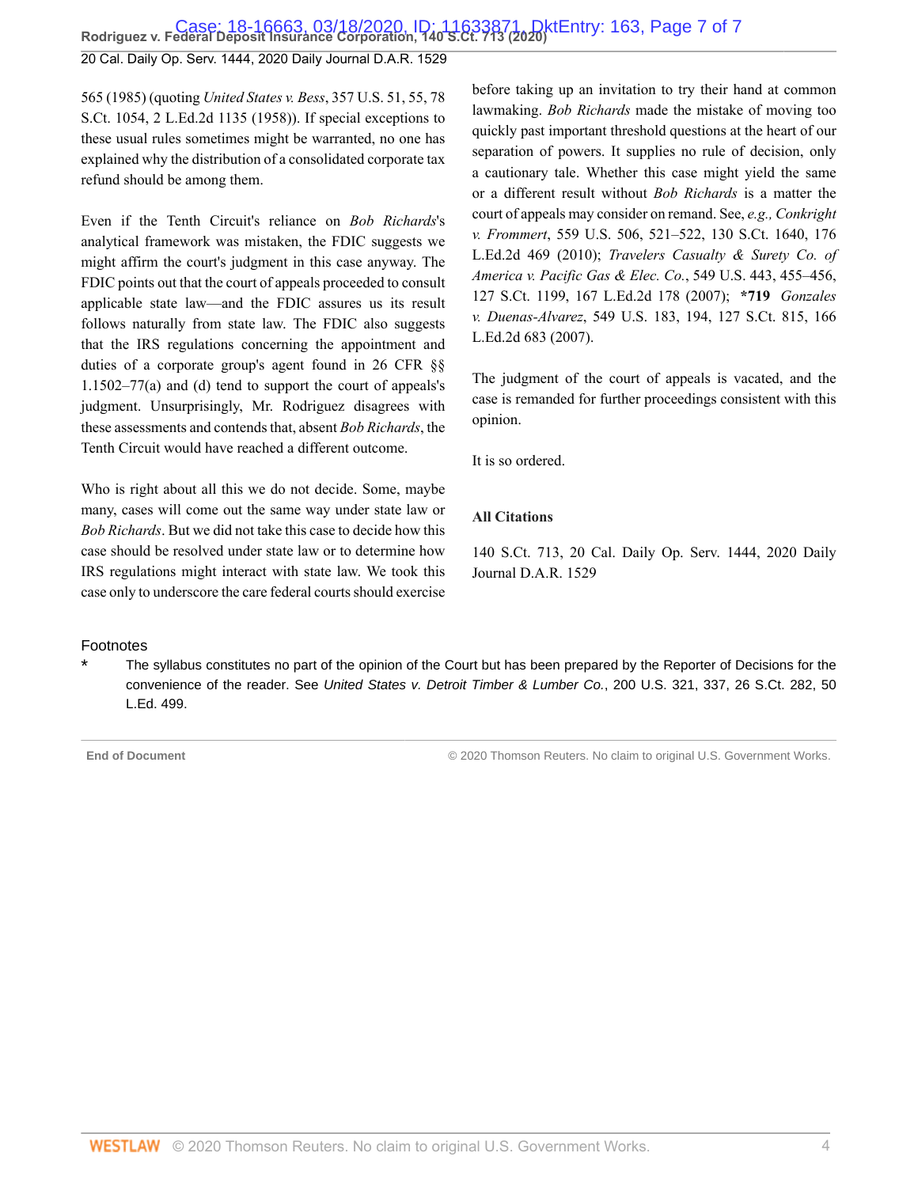565 (1985) (quoting *United States v. Bess*, 357 U.S. 51, 55, 78 S.Ct. 1054, 2 L.Ed.2d 1135 (1958)). If special exceptions to these usual rules sometimes might be warranted, no one has explained why the distribution of a consolidated corporate tax refund should be among them.

Even if the Tenth Circuit's reliance on *Bob Richards*'s analytical framework was mistaken, the FDIC suggests we might affirm the court's judgment in this case anyway. The FDIC points out that the court of appeals proceeded to consult applicable state law—and the FDIC assures us its result follows naturally from state law. The FDIC also suggests that the IRS regulations concerning the appointment and duties of a corporate group's agent found in 26 CFR §§ 1.1502–77(a) and (d) tend to support the court of appeals's judgment. Unsurprisingly, Mr. Rodriguez disagrees with these assessments and contends that, absent *Bob Richards*, the Tenth Circuit would have reached a different outcome.

Who is right about all this we do not decide. Some, maybe many, cases will come out the same way under state law or *Bob Richards*. But we did not take this case to decide how this case should be resolved under state law or to determine how IRS regulations might interact with state law. We took this case only to underscore the care federal courts should exercise before taking up an invitation to try their hand at common lawmaking. *Bob Richards* made the mistake of moving too quickly past important threshold questions at the heart of our separation of powers. It supplies no rule of decision, only a cautionary tale. Whether this case might yield the same or a different result without *Bob Richards* is a matter the court of appeals may consider on remand. See, *e.g., Conkright v. Frommert*, 559 U.S. 506, 521–522, 130 S.Ct. 1640, 176 L.Ed.2d 469 (2010); *Travelers Casualty & Surety Co. of America v. Pacific Gas & Elec. Co.*, 549 U.S. 443, 455–456, 127 S.Ct. 1199, 167 L.Ed.2d 178 (2007); **\*719** *Gonzales v. Duenas-Alvarez*, 549 U.S. 183, 194, 127 S.Ct. 815, 166 L.Ed.2d 683 (2007).

The judgment of the court of appeals is vacated, and the case is remanded for further proceedings consistent with this opinion.

It is so ordered.

### All Citations

140 S.Ct. 713, 20 Cal. Daily Op. Serv. 1444, 2020 Daily Journal D.A.R. 1529

### Footnotes

\* The syllabus constitutes no part of the opinion of the Court but has been prepared by the Reporter of Decisions for the convenience of the reader. See *United States v. Detroit Timber & Lumber Co.*, 200 U.S. 321, 337, 26 S.Ct. 282, 50 L.Ed. 499.

End of Document